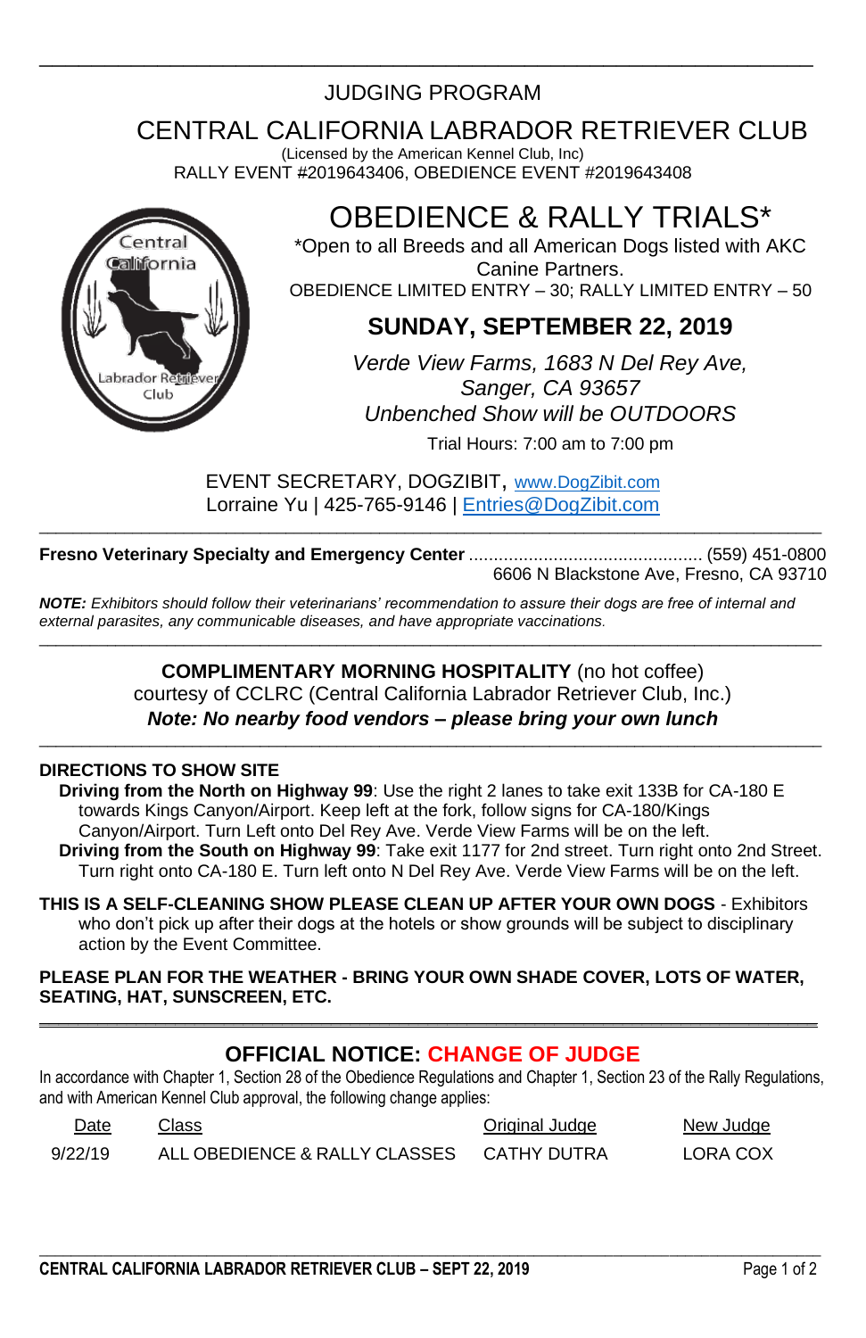JUDGING PROGRAM

# CENTRAL CALIFORNIA LABRADOR RETRIEVER CLUB

(Licensed by the American Kennel Club, Inc)

RALLY EVENT #2019643406, OBEDIENCE EVENT #2019643408

# OBEDIENCE & RALLY TRIALS*

*Open to all Breeds and all American Dogs listed with AKC Canine Partners.

OBEDIENCE LIMITED ENTRY – 30; RALLY LIMITED ENTRY – 50

## SUNDAY, SEPTEMBER 22, 2019

*Verde View Farms, 1683 N Del Rey Ave, Sanger, CA 93657*

*Unbenched Show will be OUTDOORS*

Trial Hours: 7:00 am to 7:00 pm

EVENT SECRETARY, DOGZIBIT, www.DogZibit.com

Lorraine Yu | 425-765-9146 | Entries@DogZibit.com

---

**Fresno Veterinary Specialty and Emergency Center** .............................................. (559) 451-0800

6606 N Blackstone Ave, Fresno, CA 93710

***NOTE:*** *Exhibitors should follow their veterinarians' recommendation to assure their dogs are free of internal and external parasites, any communicable diseases, and have appropriate vaccinations.*

---

**COMPLIMENTARY MORNING HOSPITALITY** (no hot coffee)

courtesy of CCLRC (Central California Labrador Retriever Club, Inc.)

***Note: No nearby food vendors – please bring your own lunch***

---

**DIRECTIONS TO SHOW SITE**

**Driving from the North on Highway 99**: Use the right 2 lanes to take exit 133B for CA-180 E towards Kings Canyon/Airport. Keep left at the fork, follow signs for CA-180/Kings Canyon/Airport. Turn Left onto Del Rey Ave. Verde View Farms will be on the left.

**Driving from the South on Highway 99**: Take exit 1177 for 2nd street. Turn right onto 2nd Street. Turn right onto CA-180 E. Turn left onto N Del Rey Ave. Verde View Farms will be on the left.

**THIS IS A SELF-CLEANING SHOW PLEASE CLEAN UP AFTER YOUR OWN DOGS** - Exhibitors who don't pick up after their dogs at the hotels or show grounds will be subject to disciplinary action by the Event Committee.

**PLEASE PLAN FOR THE WEATHER - BRING YOUR OWN SHADE COVER, LOTS OF WATER, SEATING, HAT, SUNSCREEN, ETC.**

---

## OFFICIAL NOTICE: CHANGE OF JUDGE

In accordance with Chapter 1, Section 28 of the Obedience Regulations and Chapter 1, Section 23 of the Rally Regulations, and with American Kennel Club approval, the following change applies:

| Date | Class | Original Judge | New Judge |
|---|---|---|---|
| 9/22/19 | ALL OBEDIENCE & RALLY CLASSES | CATHY DUTRA | LORA COX |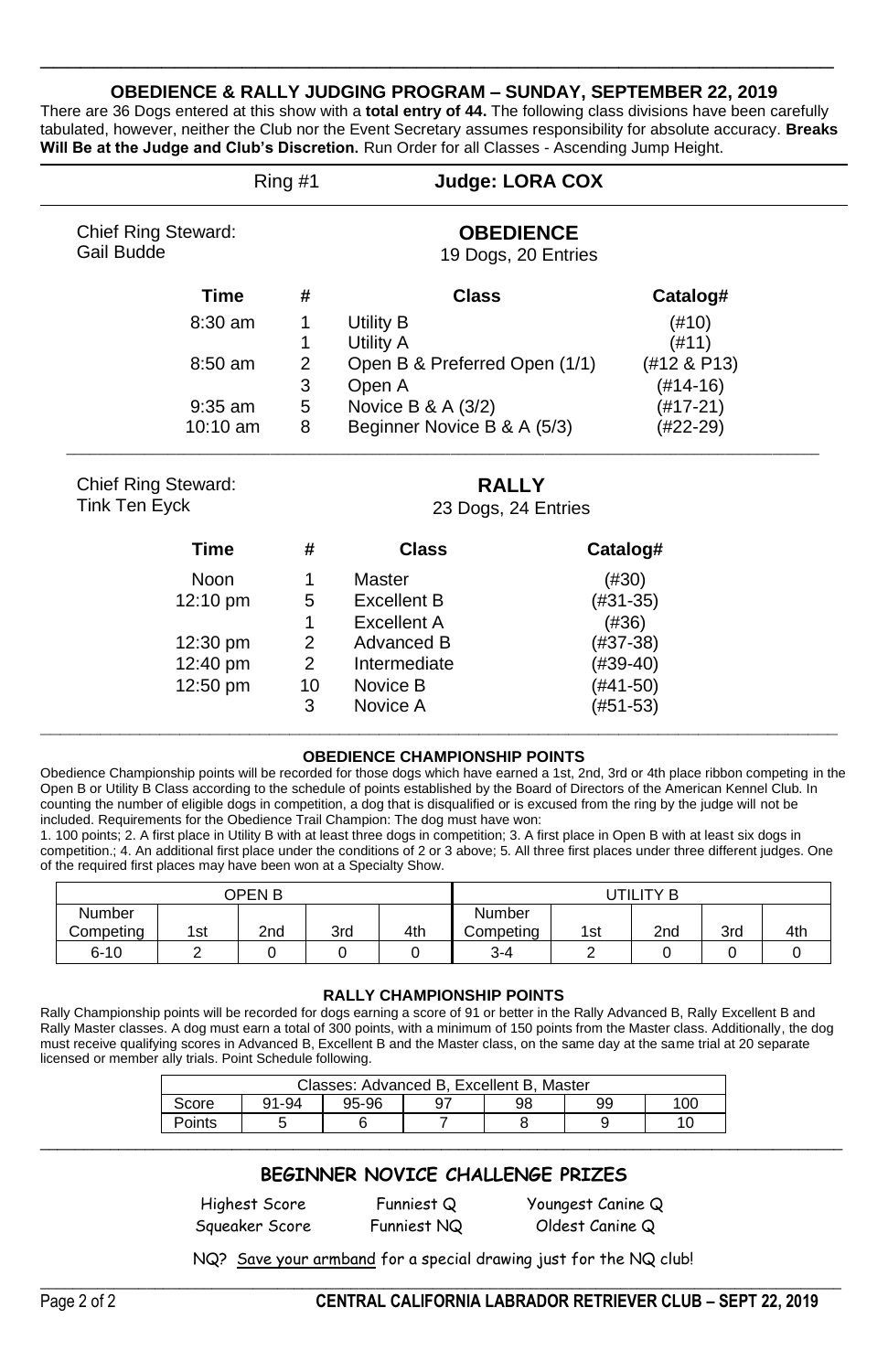## OBEDIENCE & RALLY JUDGING PROGRAM – SUNDAY, SEPTEMBER 22, 2019

There are 36 Dogs entered at this show with a **total entry of 44.** The following class divisions have been carefully tabulated, however, neither the Club nor the Event Secretary assumes responsibility for absolute accuracy. **Breaks Will Be at the Judge and Club's Discretion.** Run Order for all Classes - Ascending Jump Height.

Ring #1 **Judge: LORA COX**

Chief Ring Steward:
Gail Budde

### OBEDIENCE

19 Dogs, 20 Entries

| Time | # | Class | Catalog# |
|---|---|---|---|
| 8:30 am | 1 | Utility B | (#10) |
| | 1 | Utility A | (#11) |
| 8:50 am | 2 | Open B & Preferred Open (1/1) | (#12 & P13) |
| | 3 | Open A | (#14-16) |
| 9:35 am | 5 | Novice B & A (3/2) | (#17-21) |
| 10:10 am | 8 | Beginner Novice B & A (5/3) | (#22-29) |

Chief Ring Steward:
Tink Ten Eyck

### RALLY

23 Dogs, 24 Entries

| Time | # | Class | Catalog# |
|---|---|---|---|
| Noon | 1 | Master | (#30) |
| 12:10 pm | 5 | Excellent B | (#31-35) |
| | 1 | Excellent A | (#36) |
| 12:30 pm | 2 | Advanced B | (#37-38) |
| 12:40 pm | 2 | Intermediate | (#39-40) |
| 12:50 pm | 10 | Novice B | (#41-50) |
| | 3 | Novice A | (#51-53) |

### OBEDIENCE CHAMPIONSHIP POINTS

Obedience Championship points will be recorded for those dogs which have earned a 1st, 2nd, 3rd or 4th place ribbon competing in the Open B or Utility B Class according to the schedule of points established by the Board of Directors of the American Kennel Club. In counting the number of eligible dogs in competition, a dog that is disqualified or is excused from the ring by the judge will not be included. Requirements for the Obedience Trail Champion: The dog must have won:
1. 100 points; 2. A first place in Utility B with at least three dogs in competition; 3. A first place in Open B with at least six dogs in competition.; 4. An additional first place under the conditions of 2 or 3 above; 5. All three first places under three different judges. One of the required first places may have been won at a Specialty Show.

| OPEN B | | | | | UTILITY B | | | | |
|---|---|---|---|---|---|---|---|---|---|
| Number Competing | 1st | 2nd | 3rd | 4th | Number Competing | 1st | 2nd | 3rd | 4th |
| 6-10 | 2 | 0 | 0 | 0 | 3-4 | 2 | 0 | 0 | 0 |

### RALLY CHAMPIONSHIP POINTS

Rally Championship points will be recorded for dogs earning a score of 91 or better in the Rally Advanced B, Rally Excellent B and Rally Master classes. A dog must earn a total of 300 points, with a minimum of 150 points from the Master class. Additionally, the dog must receive qualifying scores in Advanced B, Excellent B and the Master class, on the same day at the same trial at 20 separate licensed or member ally trials. Point Schedule following.

| Classes: Advanced B, Excellent B, Master | | | | | | |
|---|---|---|---|---|---|---|
| Score | 91-94 | 95-96 | 97 | 98 | 99 | 100 |
| Points | 5 | 6 | 7 | 8 | 9 | 10 |

### BEGINNER NOVICE CHALLENGE PRIZES

| | | |
|---|---|---|
| Highest Score | Funniest Q | Youngest Canine Q |
| Squeaker Score | Funniest NQ | Oldest Canine Q |

NQ? Save your armband for a special drawing just for the NQ club!

**CENTRAL CALIFORNIA LABRADOR RETRIEVER CLUB – SEPT 22, 2019**